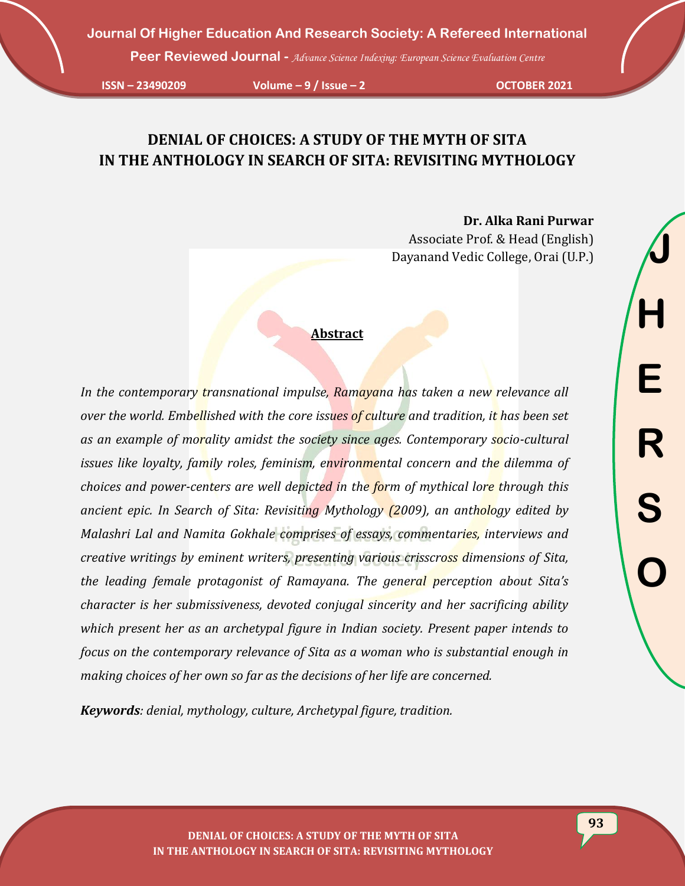# DENIAL OF CHOICES: A STUDY OF THE MYTH OF SITA IN THE ANTHOLOGY IN SEARCH OF SITA: REVISITING MYTHOLOGY

**Dr. Alka Rani Purwar**
Associate Prof. & Head (English)
Dayanand Vedic College, Orai (U.P.)

## Abstract

*In the contemporary transnational impulse, Ramayana has taken a new relevance all over the world. Embellished with the core issues of culture and tradition, it has been set as an example of morality amidst the society since ages. Contemporary socio-cultural issues like loyalty, family roles, feminism, environmental concern and the dilemma of choices and power-centers are well depicted in the form of mythical lore through this ancient epic. In Search of Sita: Revisiting Mythology (2009), an anthology edited by Malashri Lal and Namita Gokhale comprises of essays, commentaries, interviews and creative writings by eminent writers, presenting various crisscross dimensions of Sita, the leading female protagonist of Ramayana. The general perception about Sita's character is her submissiveness, devoted conjugal sincerity and her sacrificing ability which present her as an archetypal figure in Indian society. Present paper intends to focus on the contemporary relevance of Sita as a woman who is substantial enough in making choices of her own so far as the decisions of her life are concerned.*

***Keywords****: denial, mythology, culture, Archetypal figure, tradition.*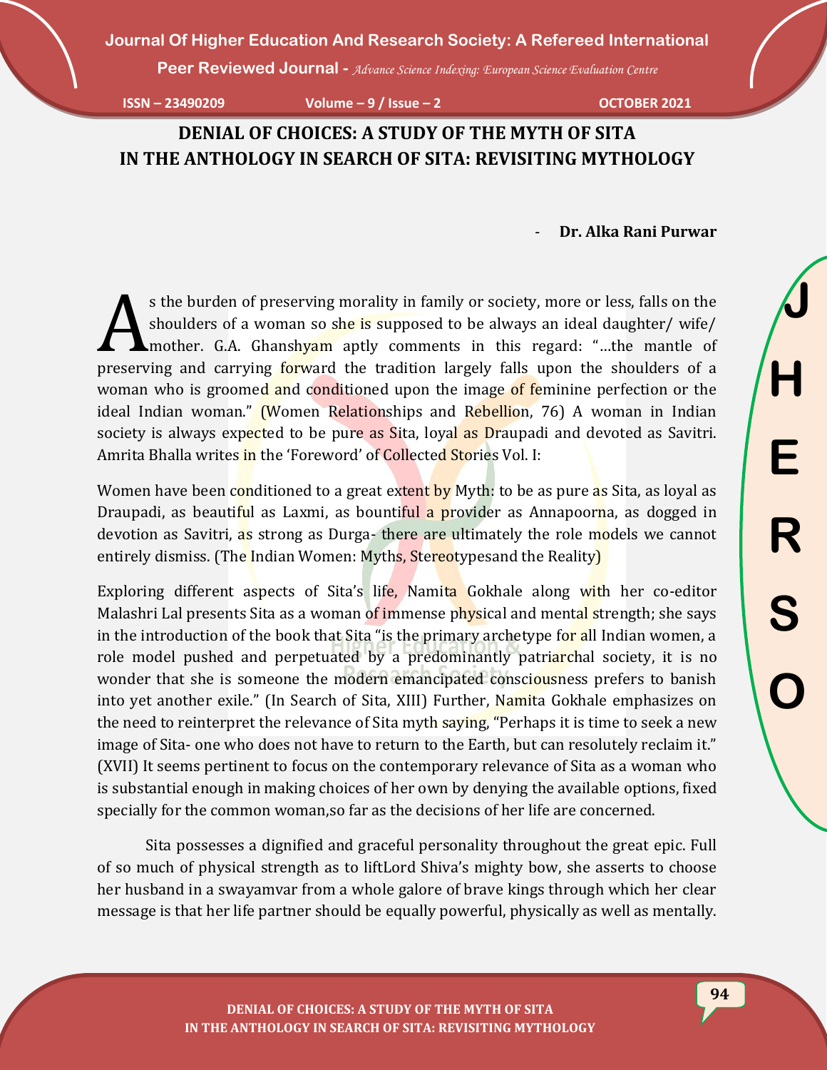# DENIAL OF CHOICES: A STUDY OF THE MYTH OF SITA IN THE ANTHOLOGY IN SEARCH OF SITA: REVISITING MYTHOLOGY

**- Dr. Alka Rani Purwar**

As the burden of preserving morality in family or society, more or less, falls on the shoulders of a woman so she is supposed to be always an ideal daughter/ wife/ mother. G.A. Ghanshyam aptly comments in this regard: "…the mantle of preserving and carrying forward the tradition largely falls upon the shoulders of a woman who is groomed and conditioned upon the image of feminine perfection or the ideal Indian woman." (Women Relationships and Rebellion, 76) A woman in Indian society is always expected to be pure as Sita, loyal as Draupadi and devoted as Savitri. Amrita Bhalla writes in the 'Foreword' of Collected Stories Vol. I:

Women have been conditioned to a great extent by Myth: to be as pure as Sita, as loyal as Draupadi, as beautiful as Laxmi, as bountiful a provider as Annapoorna, as dogged in devotion as Savitri, as strong as Durga- there are ultimately the role models we cannot entirely dismiss. (The Indian Women: Myths, Stereotypesand the Reality)

Exploring different aspects of Sita's life, Namita Gokhale along with her co-editor Malashri Lal presents Sita as a woman of immense physical and mental strength; she says in the introduction of the book that Sita "is the primary archetype for all Indian women, a role model pushed and perpetuated by a predominantly patriarchal society, it is no wonder that she is someone the modern emancipated consciousness prefers to banish into yet another exile." (In Search of Sita, XIII) Further, Namita Gokhale emphasizes on the need to reinterpret the relevance of Sita myth saying, "Perhaps it is time to seek a new image of Sita- one who does not have to return to the Earth, but can resolutely reclaim it." (XVII) It seems pertinent to focus on the contemporary relevance of Sita as a woman who is substantial enough in making choices of her own by denying the available options, fixed specially for the common woman,so far as the decisions of her life are concerned.

Sita possesses a dignified and graceful personality throughout the great epic. Full of so much of physical strength as to liftLord Shiva's mighty bow, she asserts to choose her husband in a swayamvar from a whole galore of brave kings through which her clear message is that her life partner should be equally powerful, physically as well as mentally.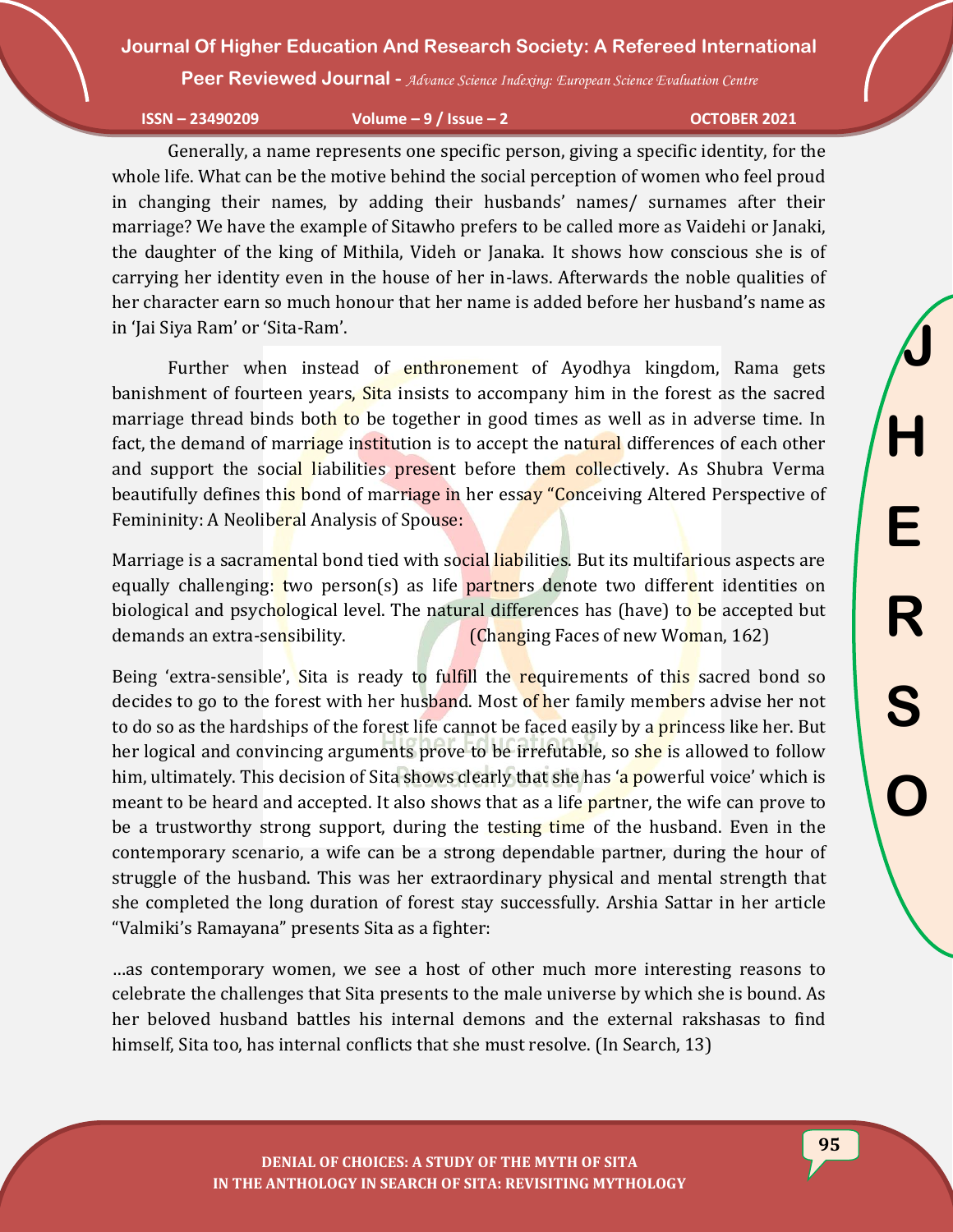Generally, a name represents one specific person, giving a specific identity, for the whole life. What can be the motive behind the social perception of women who feel proud in changing their names, by adding their husbands' names/ surnames after their marriage? We have the example of Sitawho prefers to be called more as Vaidehi or Janaki, the daughter of the king of Mithila, Videh or Janaka. It shows how conscious she is of carrying her identity even in the house of her in-laws. Afterwards the noble qualities of her character earn so much honour that her name is added before her husband's name as in 'Jai Siya Ram' or 'Sita-Ram'.

Further when instead of enthronement of Ayodhya kingdom, Rama gets banishment of fourteen years, Sita insists to accompany him in the forest as the sacred marriage thread binds both to be together in good times as well as in adverse time. In fact, the demand of marriage institution is to accept the natural differences of each other and support the social liabilities present before them collectively. As Shubra Verma beautifully defines this bond of marriage in her essay "Conceiving Altered Perspective of Femininity: A Neoliberal Analysis of Spouse:

> Marriage is a sacramental bond tied with social liabilities. But its multifarious aspects are equally challenging: two person(s) as life partners denote two different identities on biological and psychological level. The natural differences has (have) to be accepted but demands an extra-sensibility. (Changing Faces of new Woman, 162)

Being 'extra-sensible', Sita is ready to fulfill the requirements of this sacred bond so decides to go to the forest with her husband. Most of her family members advise her not to do so as the hardships of the forest life cannot be faced easily by a princess like her. But her logical and convincing arguments prove to be irrefutable, so she is allowed to follow him, ultimately. This decision of Sita shows clearly that she has 'a powerful voice' which is meant to be heard and accepted. It also shows that as a life partner, the wife can prove to be a trustworthy strong support, during the testing time of the husband. Even in the contemporary scenario, a wife can be a strong dependable partner, during the hour of struggle of the husband. This was her extraordinary physical and mental strength that she completed the long duration of forest stay successfully. Arshia Sattar in her article "Valmiki's Ramayana" presents Sita as a fighter:

> …as contemporary women, we see a host of other much more interesting reasons to celebrate the challenges that Sita presents to the male universe by which she is bound. As her beloved husband battles his internal demons and the external rakshasas to find himself, Sita too, has internal conflicts that she must resolve. (In Search, 13)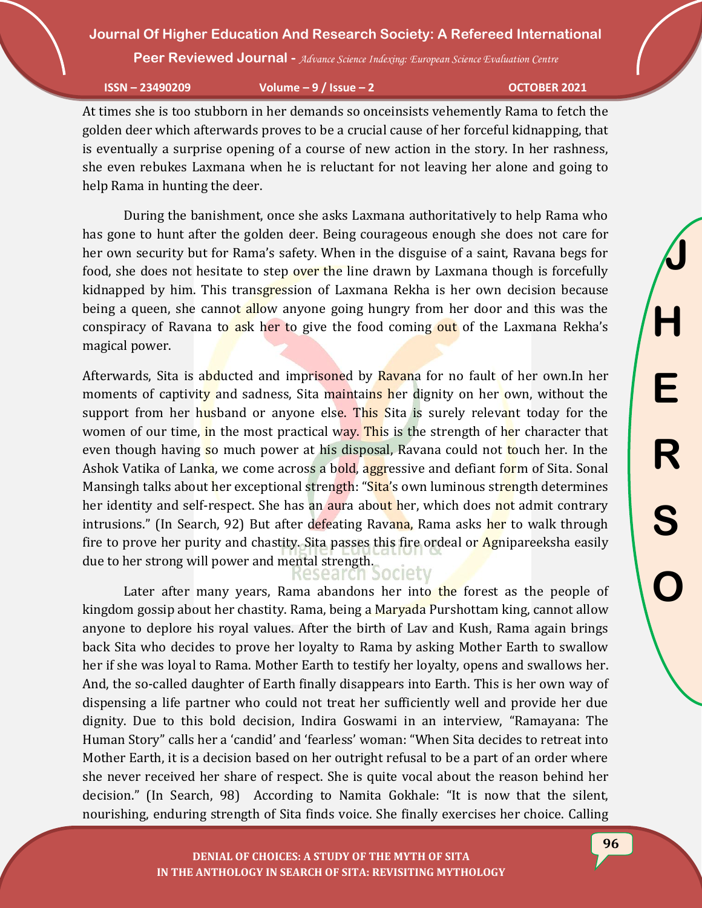At times she is too stubborn in her demands so onceinsists vehemently Rama to fetch the golden deer which afterwards proves to be a crucial cause of her forceful kidnapping, that is eventually a surprise opening of a course of new action in the story. In her rashness, she even rebukes Laxmana when he is reluctant for not leaving her alone and going to help Rama in hunting the deer.

During the banishment, once she asks Laxmana authoritatively to help Rama who has gone to hunt after the golden deer. Being courageous enough she does not care for her own security but for Rama's safety. When in the disguise of a saint, Ravana begs for food, she does not hesitate to step over the line drawn by Laxmana though is forcefully kidnapped by him. This transgression of Laxmana Rekha is her own decision because being a queen, she cannot allow anyone going hungry from her door and this was the conspiracy of Ravana to ask her to give the food coming out of the Laxmana Rekha's magical power.

Afterwards, Sita is abducted and imprisoned by Ravana for no fault of her own.In her moments of captivity and sadness, Sita maintains her dignity on her own, without the support from her husband or anyone else. This Sita is surely relevant today for the women of our time, in the most practical way. This is the strength of her character that even though having so much power at his disposal, Ravana could not touch her. In the Ashok Vatika of Lanka, we come across a bold, aggressive and defiant form of Sita. Sonal Mansingh talks about her exceptional strength: "Sita's own luminous strength determines her identity and self-respect. She has an aura about her, which does not admit contrary intrusions." (In Search, 92) But after defeating Ravana, Rama asks her to walk through fire to prove her purity and chastity. Sita passes this fire ordeal or Agnipareeksha easily due to her strong will power and mental strength.

Later after many years, Rama abandons her into the forest as the people of kingdom gossip about her chastity. Rama, being a Maryada Purshottam king, cannot allow anyone to deplore his royal values. After the birth of Lav and Kush, Rama again brings back Sita who decides to prove her loyalty to Rama by asking Mother Earth to swallow her if she was loyal to Rama. Mother Earth to testify her loyalty, opens and swallows her. And, the so-called daughter of Earth finally disappears into Earth. This is her own way of dispensing a life partner who could not treat her sufficiently well and provide her due dignity. Due to this bold decision, Indira Goswami in an interview, "Ramayana: The Human Story" calls her a 'candid' and 'fearless' woman: "When Sita decides to retreat into Mother Earth, it is a decision based on her outright refusal to be a part of an order where she never received her share of respect. She is quite vocal about the reason behind her decision." (In Search, 98) According to Namita Gokhale: "It is now that the silent, nourishing, enduring strength of Sita finds voice. She finally exercises her choice. Calling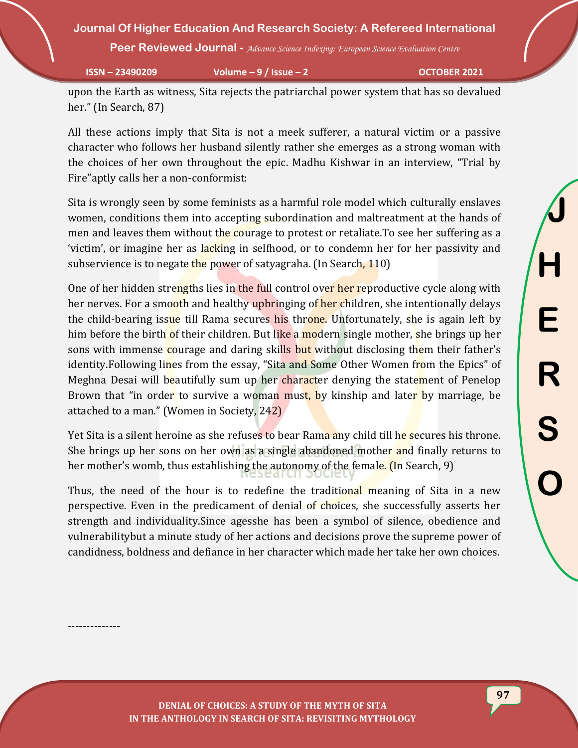upon the Earth as witness, Sita rejects the patriarchal power system that has so devalued her." (In Search, 87)

All these actions imply that Sita is not a meek sufferer, a natural victim or a passive character who follows her husband silently rather she emerges as a strong woman with the choices of her own throughout the epic. Madhu Kishwar in an interview, "Trial by Fire"aptly calls her a non-conformist:

Sita is wrongly seen by some feminists as a harmful role model which culturally enslaves women, conditions them into accepting subordination and maltreatment at the hands of men and leaves them without the courage to protest or retaliate.To see her suffering as a 'victim', or imagine her as lacking in selfhood, or to condemn her for her passivity and subservience is to negate the power of satyagraha. (In Search, 110)

One of her hidden strengths lies in the full control over her reproductive cycle along with her nerves. For a smooth and healthy upbringing of her children, she intentionally delays the child-bearing issue till Rama secures his throne. Unfortunately, she is again left by him before the birth of their children. But like a modern single mother, she brings up her sons with immense courage and daring skills but without disclosing them their father's identity.Following lines from the essay, "Sita and Some Other Women from the Epics" of Meghna Desai will beautifully sum up her character denying the statement of Penelop Brown that "in order to survive a woman must, by kinship and later by marriage, be attached to a man." (Women in Society, 242)

Yet Sita is a silent heroine as she refuses to bear Rama any child till he secures his throne. She brings up her sons on her own as a single abandoned mother and finally returns to her mother's womb, thus establishing the autonomy of the female. (In Search, 9)

Thus, the need of the hour is to redefine the traditional meaning of Sita in a new perspective. Even in the predicament of denial of choices, she successfully asserts her strength and individuality.Since agesshe has been a symbol of silence, obedience and vulnerabilitybut a minute study of her actions and decisions prove the supreme power of candidness, boldness and defiance in her character which made her take her own choices.

--------------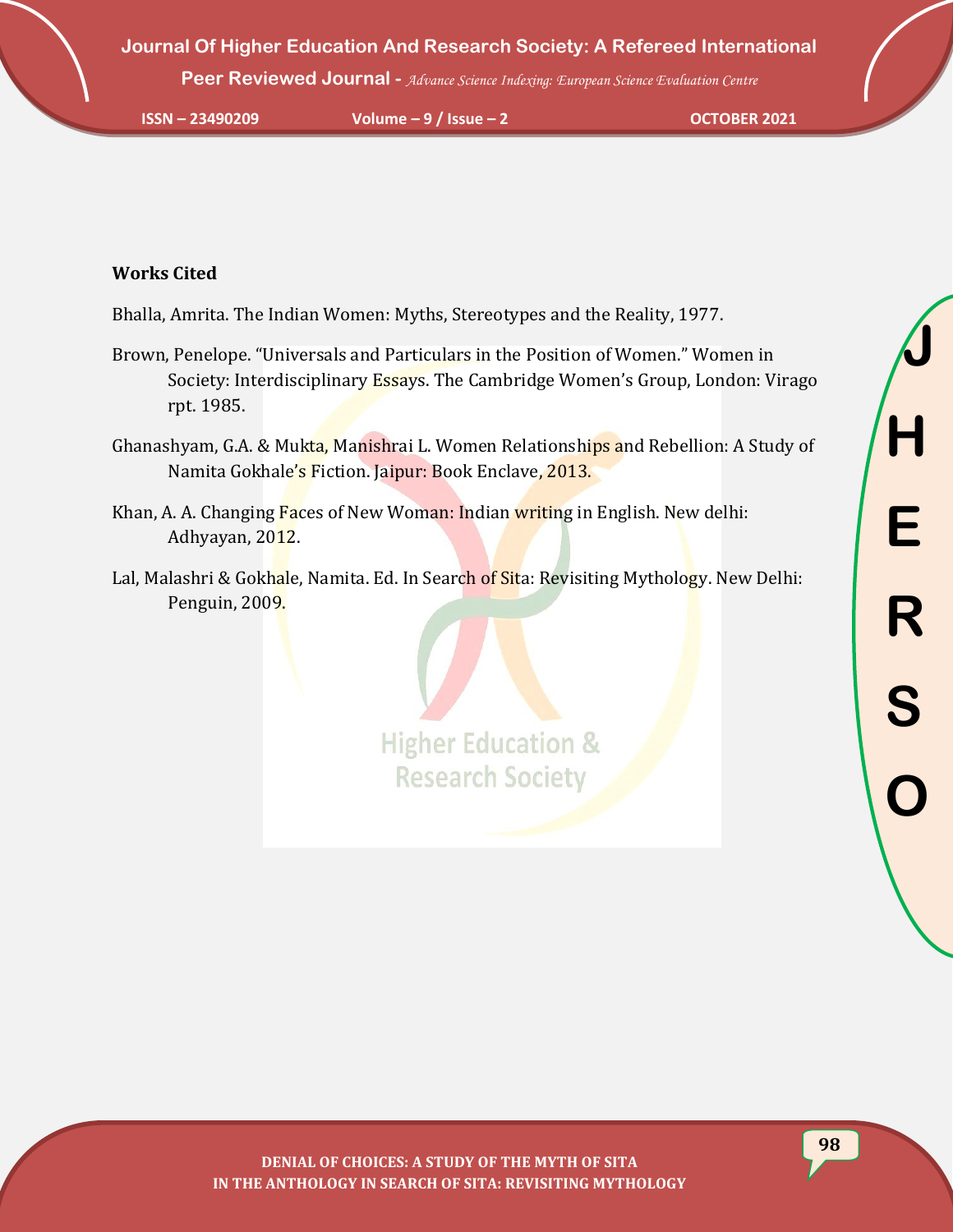**Works Cited**

Bhalla, Amrita. The Indian Women: Myths, Stereotypes and the Reality, 1977.

Brown, Penelope. "Universals and Particulars in the Position of Women." Women in Society: Interdisciplinary Essays. The Cambridge Women's Group, London: Virago rpt. 1985.

Ghanashyam, G.A. & Mukta, Manishrai L. Women Relationships and Rebellion: A Study of Namita Gokhale's Fiction. Jaipur: Book Enclave, 2013.

Khan, A. A. Changing Faces of New Woman: Indian writing in English. New delhi: Adhyayan, 2012.

Lal, Malashri & Gokhale, Namita. Ed. In Search of Sita: Revisiting Mythology. New Delhi: Penguin, 2009.